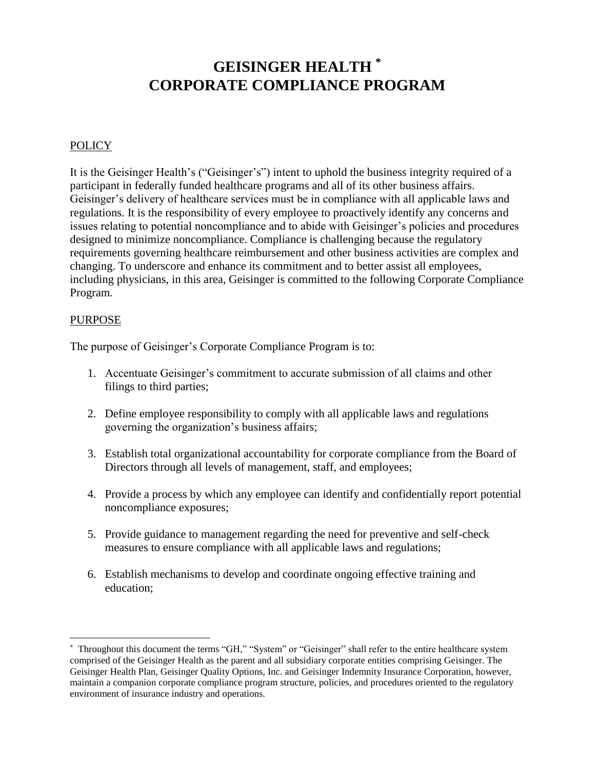# GEISINGER HEALTH [*]
# CORPORATE COMPLIANCE PROGRAM

## POLICY

It is the Geisinger Health's ("Geisinger's") intent to uphold the business integrity required of a participant in federally funded healthcare programs and all of its other business affairs. Geisinger's delivery of healthcare services must be in compliance with all applicable laws and regulations. It is the responsibility of every employee to proactively identify any concerns and issues relating to potential noncompliance and to abide with Geisinger's policies and procedures designed to minimize noncompliance. Compliance is challenging because the regulatory requirements governing healthcare reimbursement and other business activities are complex and changing. To underscore and enhance its commitment and to better assist all employees, including physicians, in this area, Geisinger is committed to the following Corporate Compliance Program.

## PURPOSE

The purpose of Geisinger's Corporate Compliance Program is to:

1. Accentuate Geisinger's commitment to accurate submission of all claims and other filings to third parties;

2. Define employee responsibility to comply with all applicable laws and regulations governing the organization's business affairs;

3. Establish total organizational accountability for corporate compliance from the Board of Directors through all levels of management, staff, and employees;

4. Provide a process by which any employee can identify and confidentially report potential noncompliance exposures;

5. Provide guidance to management regarding the need for preventive and self-check measures to ensure compliance with all applicable laws and regulations;

6. Establish mechanisms to develop and coordinate ongoing effective training and education;

---

[*] Throughout this document the terms "GH," "System" or "Geisinger" shall refer to the entire healthcare system comprised of the Geisinger Health as the parent and all subsidiary corporate entities comprising Geisinger. The Geisinger Health Plan, Geisinger Quality Options, Inc. and Geisinger Indemnity Insurance Corporation, however, maintain a companion corporate compliance program structure, policies, and procedures oriented to the regulatory environment of insurance industry and operations.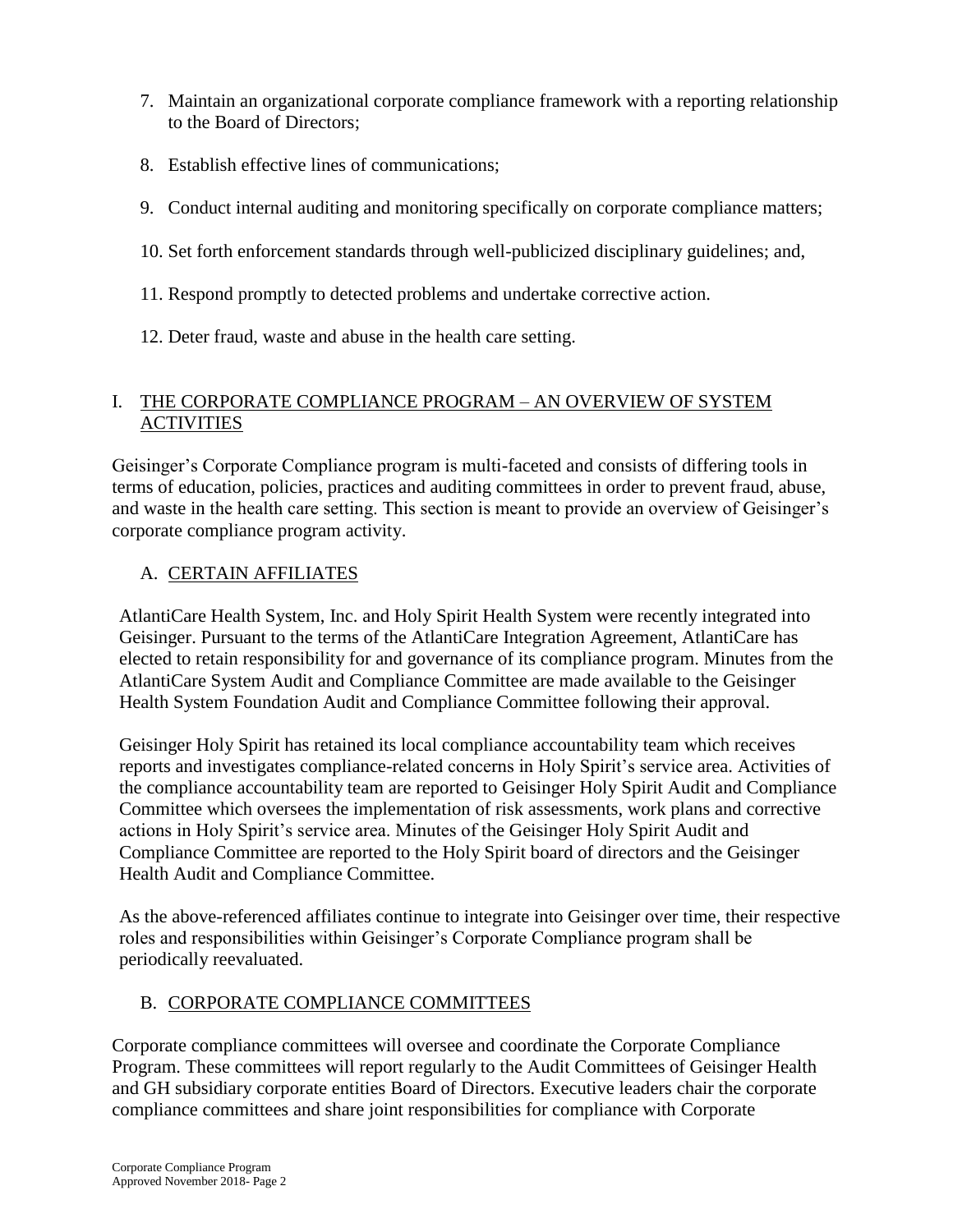7. Maintain an organizational corporate compliance framework with a reporting relationship to the Board of Directors;
8. Establish effective lines of communications;
9. Conduct internal auditing and monitoring specifically on corporate compliance matters;
10. Set forth enforcement standards through well-publicized disciplinary guidelines; and,
11. Respond promptly to detected problems and undertake corrective action.
12. Deter fraud, waste and abuse in the health care setting.

## I. THE CORPORATE COMPLIANCE PROGRAM – AN OVERVIEW OF SYSTEM ACTIVITIES

Geisinger's Corporate Compliance program is multi-faceted and consists of differing tools in terms of education, policies, practices and auditing committees in order to prevent fraud, abuse, and waste in the health care setting. This section is meant to provide an overview of Geisinger's corporate compliance program activity.

### A. CERTAIN AFFILIATES

AtlantiCare Health System, Inc. and Holy Spirit Health System were recently integrated into Geisinger. Pursuant to the terms of the AtlantiCare Integration Agreement, AtlantiCare has elected to retain responsibility for and governance of its compliance program. Minutes from the AtlantiCare System Audit and Compliance Committee are made available to the Geisinger Health System Foundation Audit and Compliance Committee following their approval.

Geisinger Holy Spirit has retained its local compliance accountability team which receives reports and investigates compliance-related concerns in Holy Spirit's service area. Activities of the compliance accountability team are reported to Geisinger Holy Spirit Audit and Compliance Committee which oversees the implementation of risk assessments, work plans and corrective actions in Holy Spirit's service area. Minutes of the Geisinger Holy Spirit Audit and Compliance Committee are reported to the Holy Spirit board of directors and the Geisinger Health Audit and Compliance Committee.

As the above-referenced affiliates continue to integrate into Geisinger over time, their respective roles and responsibilities within Geisinger's Corporate Compliance program shall be periodically reevaluated.

### B. CORPORATE COMPLIANCE COMMITTEES

Corporate compliance committees will oversee and coordinate the Corporate Compliance Program. These committees will report regularly to the Audit Committees of Geisinger Health and GH subsidiary corporate entities Board of Directors. Executive leaders chair the corporate compliance committees and share joint responsibilities for compliance with Corporate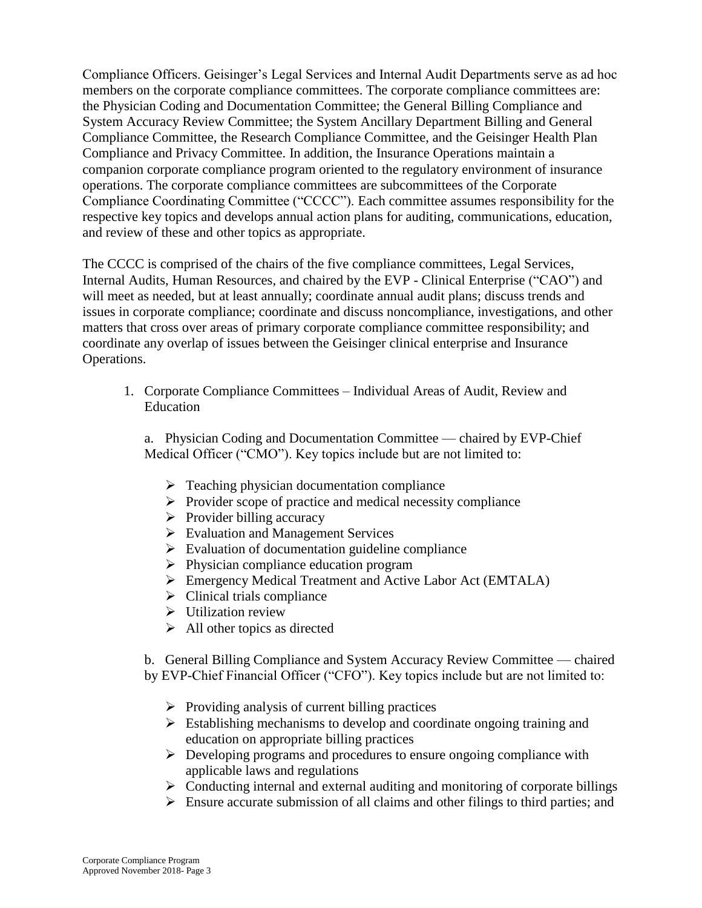Compliance Officers. Geisinger's Legal Services and Internal Audit Departments serve as ad hoc members on the corporate compliance committees. The corporate compliance committees are: the Physician Coding and Documentation Committee; the General Billing Compliance and System Accuracy Review Committee; the System Ancillary Department Billing and General Compliance Committee, the Research Compliance Committee, and the Geisinger Health Plan Compliance and Privacy Committee. In addition, the Insurance Operations maintain a companion corporate compliance program oriented to the regulatory environment of insurance operations. The corporate compliance committees are subcommittees of the Corporate Compliance Coordinating Committee ("CCCC"). Each committee assumes responsibility for the respective key topics and develops annual action plans for auditing, communications, education, and review of these and other topics as appropriate.

The CCCC is comprised of the chairs of the five compliance committees, Legal Services, Internal Audits, Human Resources, and chaired by the EVP - Clinical Enterprise ("CAO") and will meet as needed, but at least annually; coordinate annual audit plans; discuss trends and issues in corporate compliance; coordinate and discuss noncompliance, investigations, and other matters that cross over areas of primary corporate compliance committee responsibility; and coordinate any overlap of issues between the Geisinger clinical enterprise and Insurance Operations.

1. Corporate Compliance Committees – Individual Areas of Audit, Review and Education

   a. Physician Coding and Documentation Committee — chaired by EVP-Chief Medical Officer ("CMO"). Key topics include but are not limited to:

      - Teaching physician documentation compliance
      - Provider scope of practice and medical necessity compliance
      - Provider billing accuracy
      - Evaluation and Management Services
      - Evaluation of documentation guideline compliance
      - Physician compliance education program
      - Emergency Medical Treatment and Active Labor Act (EMTALA)
      - Clinical trials compliance
      - Utilization review
      - All other topics as directed

   b. General Billing Compliance and System Accuracy Review Committee — chaired by EVP-Chief Financial Officer ("CFO"). Key topics include but are not limited to:

      - Providing analysis of current billing practices
      - Establishing mechanisms to develop and coordinate ongoing training and education on appropriate billing practices
      - Developing programs and procedures to ensure ongoing compliance with applicable laws and regulations
      - Conducting internal and external auditing and monitoring of corporate billings
      - Ensure accurate submission of all claims and other filings to third parties; and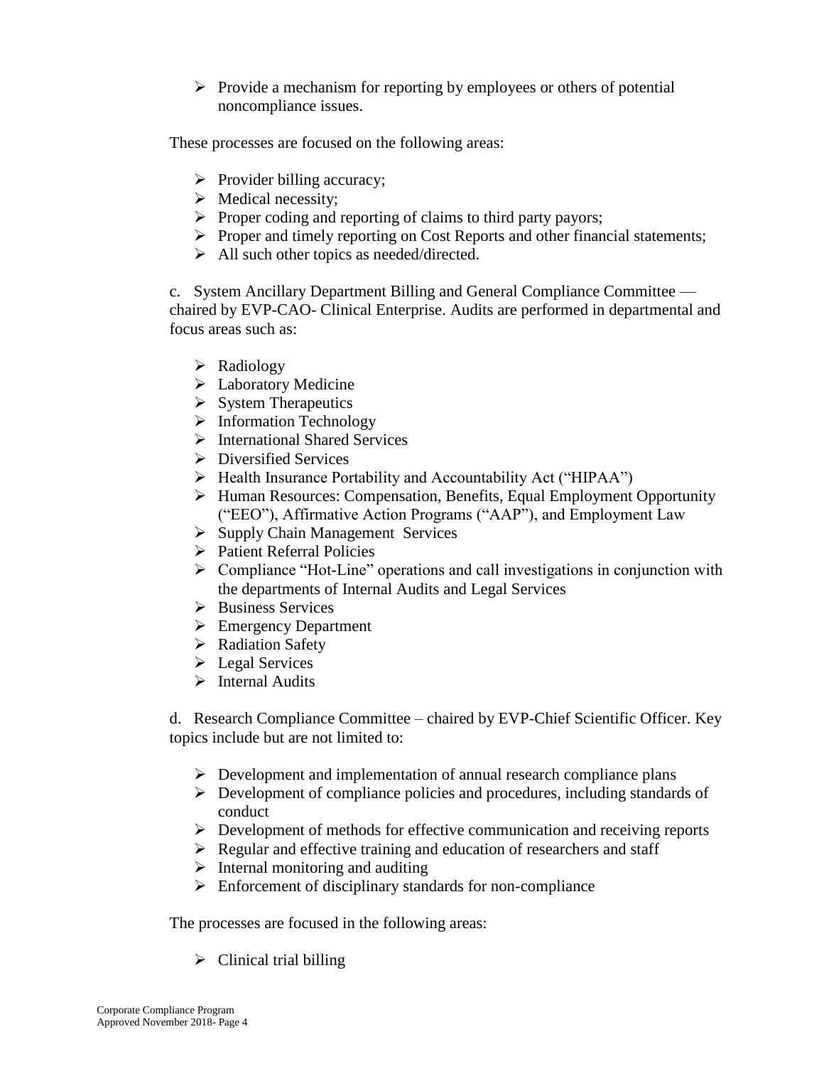- Provide a mechanism for reporting by employees or others of potential noncompliance issues.

These processes are focused on the following areas:

- Provider billing accuracy;
- Medical necessity;
- Proper coding and reporting of claims to third party payors;
- Proper and timely reporting on Cost Reports and other financial statements;
- All such other topics as needed/directed.

c. System Ancillary Department Billing and General Compliance Committee — chaired by EVP-CAO- Clinical Enterprise. Audits are performed in departmental and focus areas such as:

- Radiology
- Laboratory Medicine
- System Therapeutics
- Information Technology
- International Shared Services
- Diversified Services
- Health Insurance Portability and Accountability Act ("HIPAA")
- Human Resources: Compensation, Benefits, Equal Employment Opportunity ("EEO"), Affirmative Action Programs ("AAP"), and Employment Law
- Supply Chain Management Services
- Patient Referral Policies
- Compliance "Hot-Line" operations and call investigations in conjunction with the departments of Internal Audits and Legal Services
- Business Services
- Emergency Department
- Radiation Safety
- Legal Services
- Internal Audits

d. Research Compliance Committee – chaired by EVP-Chief Scientific Officer. Key topics include but are not limited to:

- Development and implementation of annual research compliance plans
- Development of compliance policies and procedures, including standards of conduct
- Development of methods for effective communication and receiving reports
- Regular and effective training and education of researchers and staff
- Internal monitoring and auditing
- Enforcement of disciplinary standards for non-compliance

The processes are focused in the following areas:

- Clinical trial billing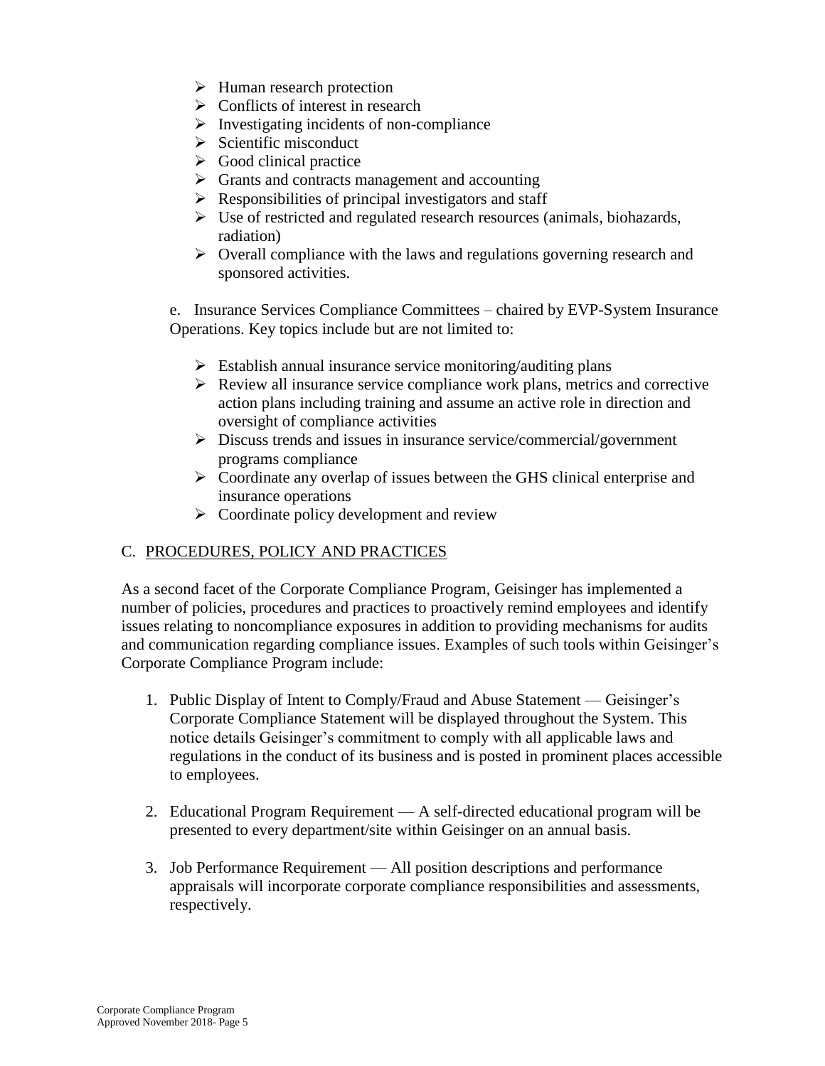- Human research protection
- Conflicts of interest in research
- Investigating incidents of non-compliance
- Scientific misconduct
- Good clinical practice
- Grants and contracts management and accounting
- Responsibilities of principal investigators and staff
- Use of restricted and regulated research resources (animals, biohazards, radiation)
- Overall compliance with the laws and regulations governing research and sponsored activities.

e. Insurance Services Compliance Committees – chaired by EVP-System Insurance Operations. Key topics include but are not limited to:

- Establish annual insurance service monitoring/auditing plans
- Review all insurance service compliance work plans, metrics and corrective action plans including training and assume an active role in direction and oversight of compliance activities
- Discuss trends and issues in insurance service/commercial/government programs compliance
- Coordinate any overlap of issues between the GHS clinical enterprise and insurance operations
- Coordinate policy development and review

## C. PROCEDURES, POLICY AND PRACTICES

As a second facet of the Corporate Compliance Program, Geisinger has implemented a number of policies, procedures and practices to proactively remind employees and identify issues relating to noncompliance exposures in addition to providing mechanisms for audits and communication regarding compliance issues. Examples of such tools within Geisinger's Corporate Compliance Program include:

1. Public Display of Intent to Comply/Fraud and Abuse Statement — Geisinger's Corporate Compliance Statement will be displayed throughout the System. This notice details Geisinger's commitment to comply with all applicable laws and regulations in the conduct of its business and is posted in prominent places accessible to employees.

2. Educational Program Requirement — A self-directed educational program will be presented to every department/site within Geisinger on an annual basis.

3. Job Performance Requirement — All position descriptions and performance appraisals will incorporate corporate compliance responsibilities and assessments, respectively.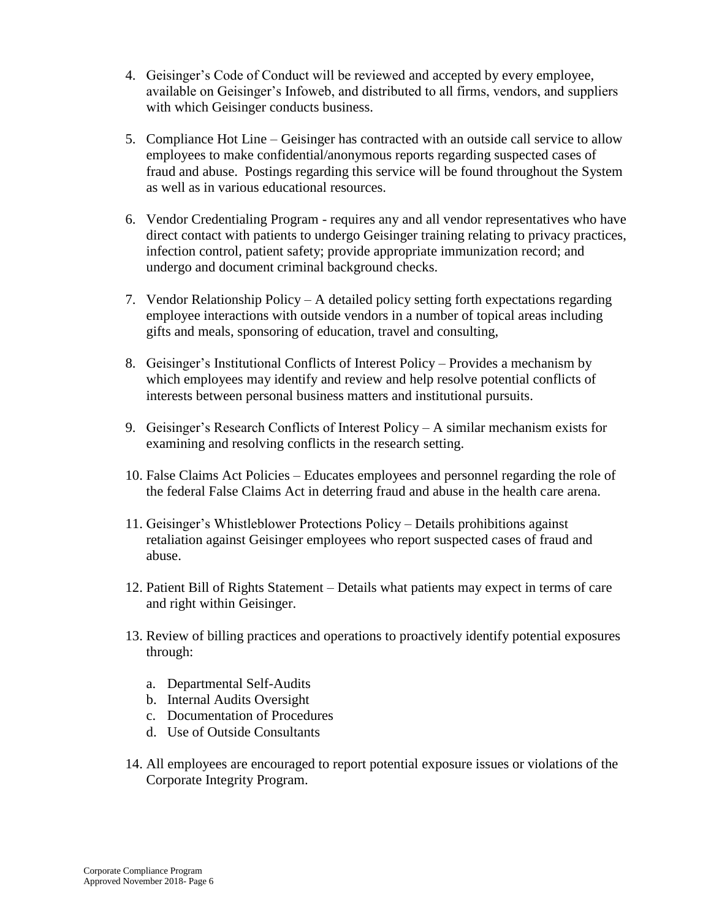4. Geisinger's Code of Conduct will be reviewed and accepted by every employee, available on Geisinger's Infoweb, and distributed to all firms, vendors, and suppliers with which Geisinger conducts business.

5. Compliance Hot Line – Geisinger has contracted with an outside call service to allow employees to make confidential/anonymous reports regarding suspected cases of fraud and abuse. Postings regarding this service will be found throughout the System as well as in various educational resources.

6. Vendor Credentialing Program - requires any and all vendor representatives who have direct contact with patients to undergo Geisinger training relating to privacy practices, infection control, patient safety; provide appropriate immunization record; and undergo and document criminal background checks.

7. Vendor Relationship Policy – A detailed policy setting forth expectations regarding employee interactions with outside vendors in a number of topical areas including gifts and meals, sponsoring of education, travel and consulting,

8. Geisinger's Institutional Conflicts of Interest Policy – Provides a mechanism by which employees may identify and review and help resolve potential conflicts of interests between personal business matters and institutional pursuits.

9. Geisinger's Research Conflicts of Interest Policy – A similar mechanism exists for examining and resolving conflicts in the research setting.

10. False Claims Act Policies – Educates employees and personnel regarding the role of the federal False Claims Act in deterring fraud and abuse in the health care arena.

11. Geisinger's Whistleblower Protections Policy – Details prohibitions against retaliation against Geisinger employees who report suspected cases of fraud and abuse.

12. Patient Bill of Rights Statement – Details what patients may expect in terms of care and right within Geisinger.

13. Review of billing practices and operations to proactively identify potential exposures through:

    a. Departmental Self-Audits
    b. Internal Audits Oversight
    c. Documentation of Procedures
    d. Use of Outside Consultants

14. All employees are encouraged to report potential exposure issues or violations of the Corporate Integrity Program.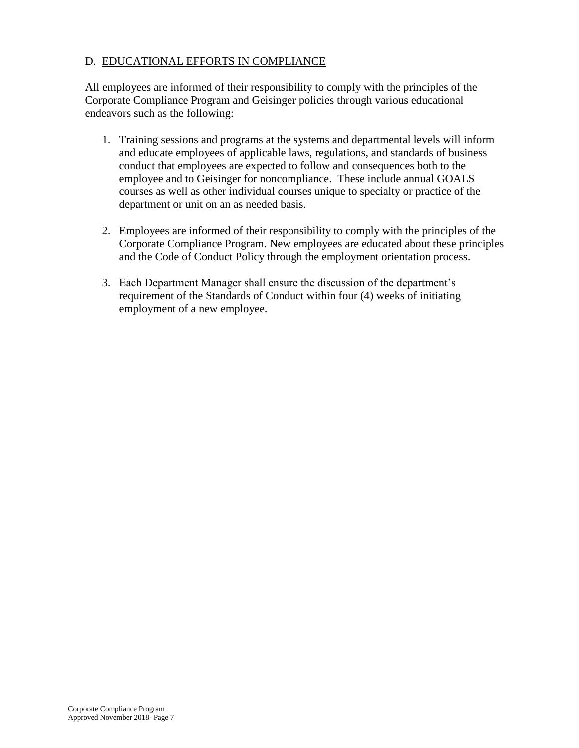## D. EDUCATIONAL EFFORTS IN COMPLIANCE

All employees are informed of their responsibility to comply with the principles of the Corporate Compliance Program and Geisinger policies through various educational endeavors such as the following:

1. Training sessions and programs at the systems and departmental levels will inform and educate employees of applicable laws, regulations, and standards of business conduct that employees are expected to follow and consequences both to the employee and to Geisinger for noncompliance. These include annual GOALS courses as well as other individual courses unique to specialty or practice of the department or unit on an as needed basis.

2. Employees are informed of their responsibility to comply with the principles of the Corporate Compliance Program. New employees are educated about these principles and the Code of Conduct Policy through the employment orientation process.

3. Each Department Manager shall ensure the discussion of the department's requirement of the Standards of Conduct within four (4) weeks of initiating employment of a new employee.